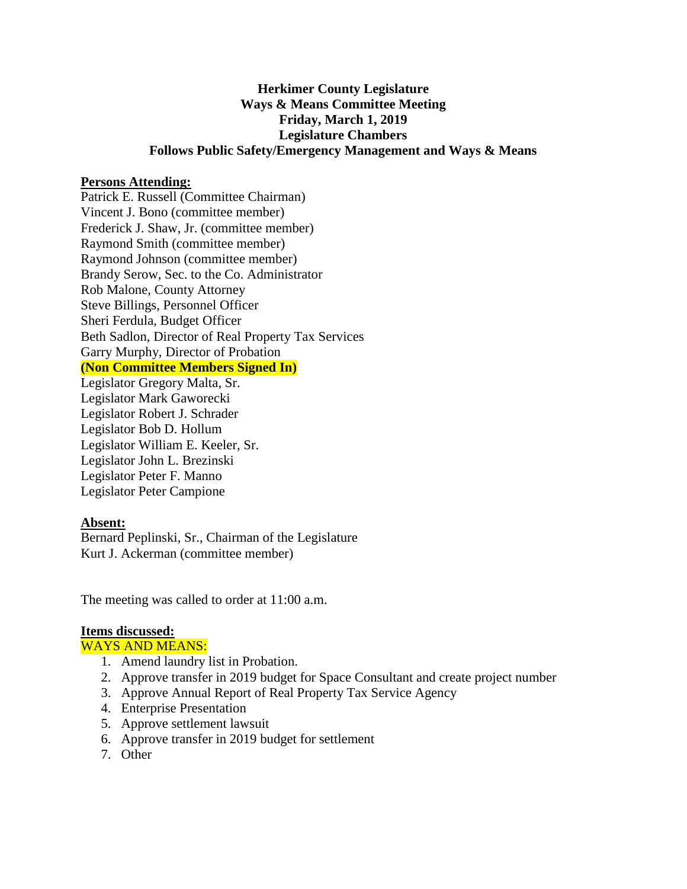**Herkimer County Legislature**
**Ways & Means Committee Meeting**
**Friday, March 1, 2019**
**Legislature Chambers**
**Follows Public Safety/Emergency Management and Ways & Means**

**Persons Attending:**

Patrick E. Russell (Committee Chairman)
Vincent J. Bono (committee member)
Frederick J. Shaw, Jr. (committee member)
Raymond Smith (committee member)
Raymond Johnson (committee member)
Brandy Serow, Sec. to the Co. Administrator
Rob Malone, County Attorney
Steve Billings, Personnel Officer
Sheri Ferdula, Budget Officer
Beth Sadlon, Director of Real Property Tax Services
Garry Murphy, Director of Probation

**(Non Committee Members Signed In)**

Legislator Gregory Malta, Sr.
Legislator Mark Gaworecki
Legislator Robert J. Schrader
Legislator Bob D. Hollum
Legislator William E. Keeler, Sr.
Legislator John L. Brezinski
Legislator Peter F. Manno
Legislator Peter Campione

**Absent:**

Bernard Peplinski, Sr., Chairman of the Legislature
Kurt J. Ackerman (committee member)

The meeting was called to order at 11:00 a.m.

**Items discussed:**

WAYS AND MEANS:

1. Amend laundry list in Probation.
2. Approve transfer in 2019 budget for Space Consultant and create project number
3. Approve Annual Report of Real Property Tax Service Agency
4. Enterprise Presentation
5. Approve settlement lawsuit
6. Approve transfer in 2019 budget for settlement
7. Other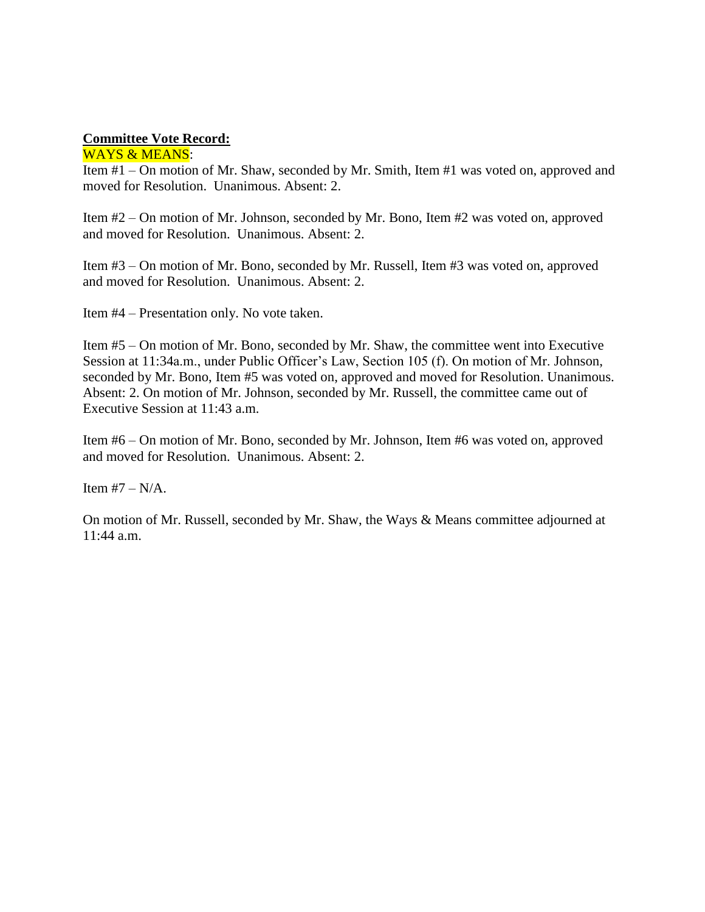**Committee Vote Record:**

WAYS & MEANS:

Item #1 – On motion of Mr. Shaw, seconded by Mr. Smith, Item #1 was voted on, approved and moved for Resolution. Unanimous. Absent: 2.

Item #2 – On motion of Mr. Johnson, seconded by Mr. Bono, Item #2 was voted on, approved and moved for Resolution. Unanimous. Absent: 2.

Item #3 – On motion of Mr. Bono, seconded by Mr. Russell, Item #3 was voted on, approved and moved for Resolution. Unanimous. Absent: 2.

Item #4 – Presentation only. No vote taken.

Item #5 – On motion of Mr. Bono, seconded by Mr. Shaw, the committee went into Executive Session at 11:34a.m., under Public Officer's Law, Section 105 (f). On motion of Mr. Johnson, seconded by Mr. Bono, Item #5 was voted on, approved and moved for Resolution. Unanimous. Absent: 2. On motion of Mr. Johnson, seconded by Mr. Russell, the committee came out of Executive Session at 11:43 a.m.

Item #6 – On motion of Mr. Bono, seconded by Mr. Johnson, Item #6 was voted on, approved and moved for Resolution. Unanimous. Absent: 2.

Item #7 – N/A.

On motion of Mr. Russell, seconded by Mr. Shaw, the Ways & Means committee adjourned at 11:44 a.m.